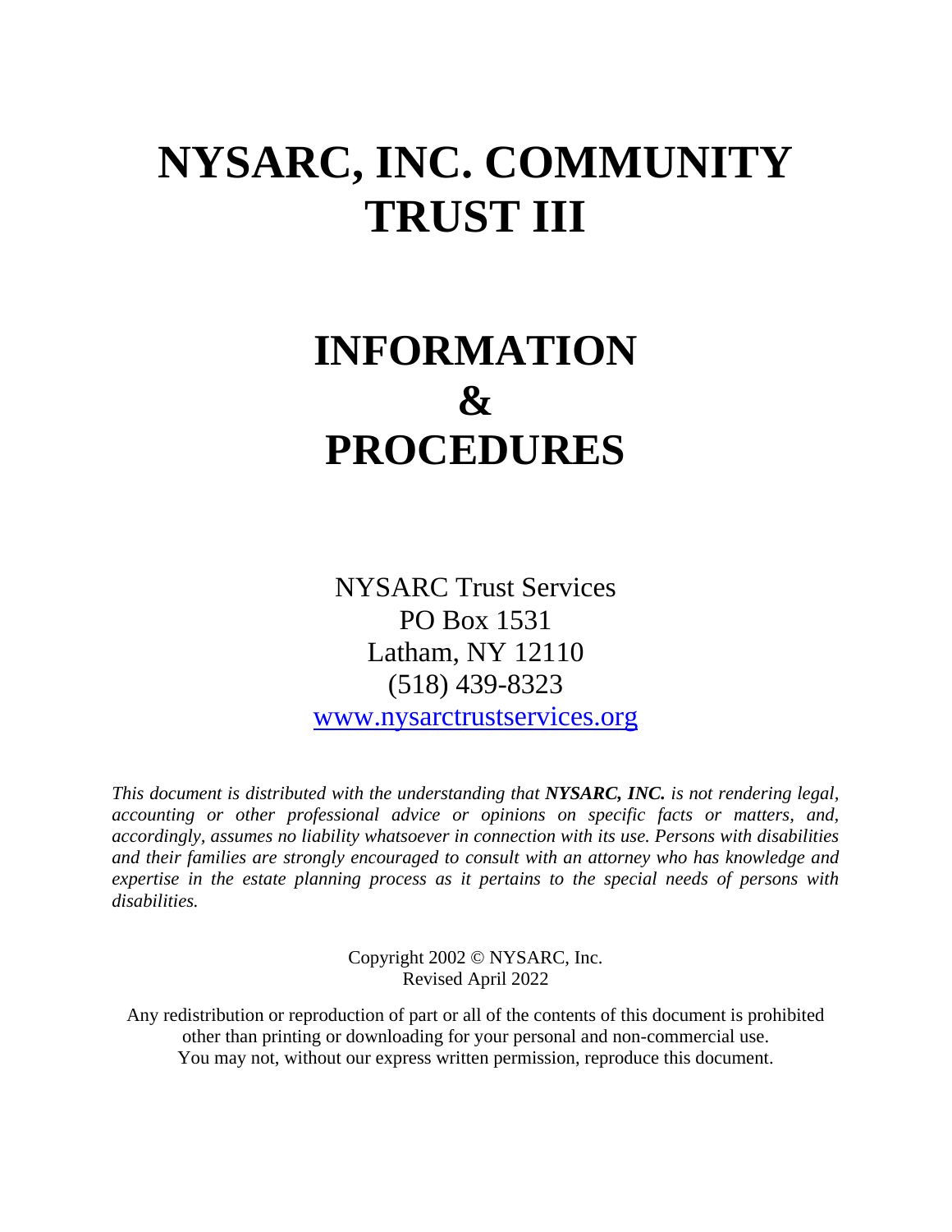# NYSARC, INC. COMMUNITY TRUST III

# INFORMATION & PROCEDURES

NYSARC Trust Services
PO Box 1531
Latham, NY 12110
(518) 439-8323
www.nysarctrustservices.org

*This document is distributed with the understanding that **NYSARC, INC.** is not rendering legal, accounting or other professional advice or opinions on specific facts or matters, and, accordingly, assumes no liability whatsoever in connection with its use. Persons with disabilities and their families are strongly encouraged to consult with an attorney who has knowledge and expertise in the estate planning process as it pertains to the special needs of persons with disabilities.*

Copyright 2002 © NYSARC, Inc.
Revised April 2022

Any redistribution or reproduction of part or all of the contents of this document is prohibited other than printing or downloading for your personal and non-commercial use.
You may not, without our express written permission, reproduce this document.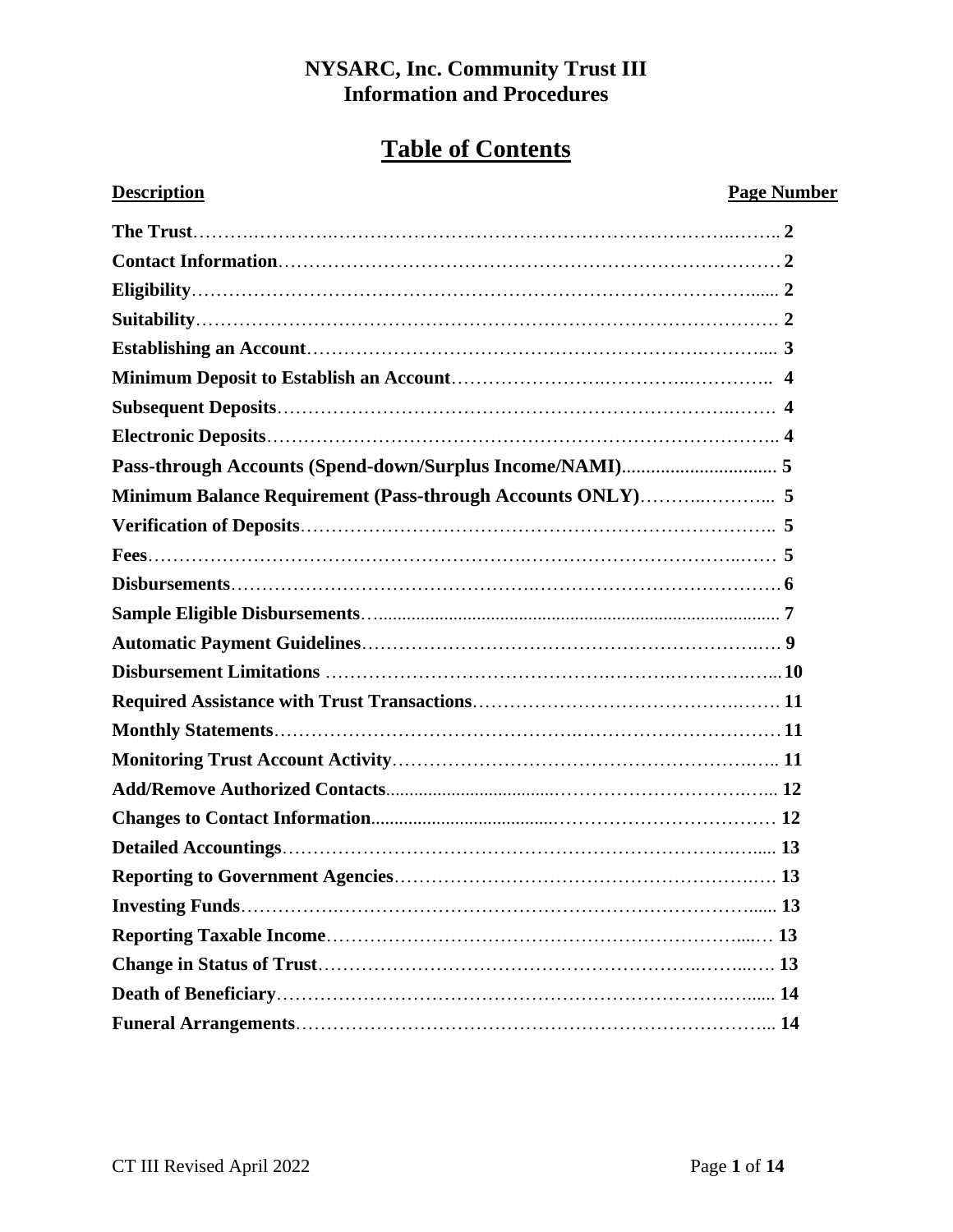**NYSARC, Inc. Community Trust III**
**Information and Procedures**

# Table of Contents

| Description | Page Number |
|---|---|
| **The Trust** | 2 |
| **Contact Information** | 2 |
| **Eligibility** | 2 |
| **Suitability** | 2 |
| **Establishing an Account** | 3 |
| **Minimum Deposit to Establish an Account** | 4 |
| **Subsequent Deposits** | 4 |
| **Electronic Deposits** | 4 |
| **Pass-through Accounts (Spend-down/Surplus Income/NAMI)** | 5 |
| **Minimum Balance Requirement (Pass-through Accounts ONLY)** | 5 |
| **Verification of Deposits** | 5 |
| **Fees** | 5 |
| **Disbursements** | 6 |
| **Sample Eligible Disbursements** | 7 |
| **Automatic Payment Guidelines** | 9 |
| **Disbursement Limitations** | 10 |
| **Required Assistance with Trust Transactions** | 11 |
| **Monthly Statements** | 11 |
| **Monitoring Trust Account Activity** | 11 |
| **Add/Remove Authorized Contacts** | 12 |
| **Changes to Contact Information** | 12 |
| **Detailed Accountings** | 13 |
| **Reporting to Government Agencies** | 13 |
| **Investing Funds** | 13 |
| **Reporting Taxable Income** | 13 |
| **Change in Status of Trust** | 13 |
| **Death of Beneficiary** | 14 |
| **Funeral Arrangements** | 14 |

CT III Revised April 2022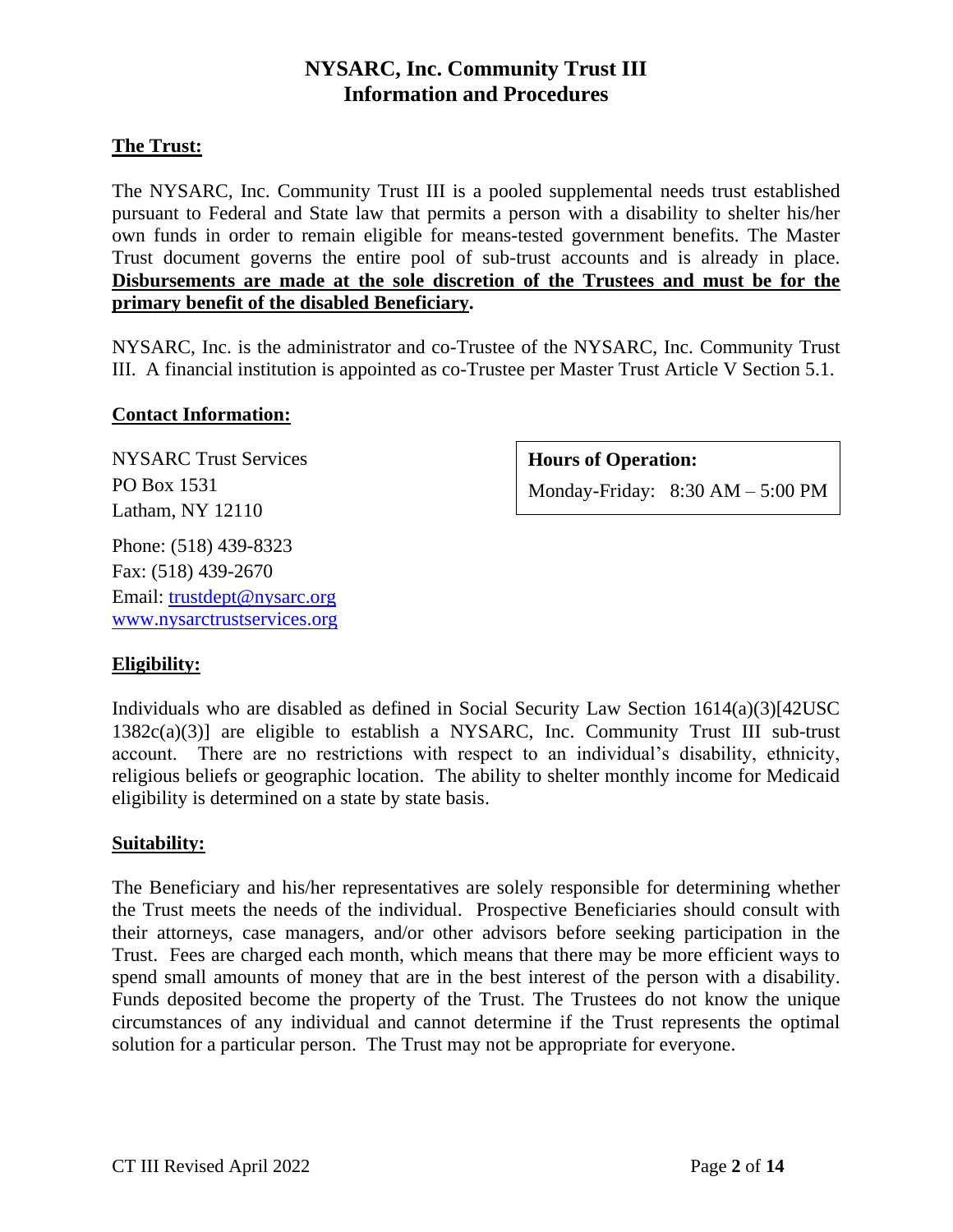# NYSARC, Inc. Community Trust III
# Information and Procedures

## The Trust:

The NYSARC, Inc. Community Trust III is a pooled supplemental needs trust established pursuant to Federal and State law that permits a person with a disability to shelter his/her own funds in order to remain eligible for means-tested government benefits. The Master Trust document governs the entire pool of sub-trust accounts and is already in place. **Disbursements are made at the sole discretion of the Trustees and must be for the primary benefit of the disabled Beneficiary.**

NYSARC, Inc. is the administrator and co-Trustee of the NYSARC, Inc. Community Trust III. A financial institution is appointed as co-Trustee per Master Trust Article V Section 5.1.

## Contact Information:

NYSARC Trust Services
PO Box 1531
Latham, NY 12110

Phone: (518) 439-8323
Fax: (518) 439-2670
Email: trustdept@nysarc.org
www.nysarctrustservices.org

**Hours of Operation:**
Monday-Friday: 8:30 AM – 5:00 PM

## Eligibility:

Individuals who are disabled as defined in Social Security Law Section 1614(a)(3)[42USC 1382c(a)(3)] are eligible to establish a NYSARC, Inc. Community Trust III sub-trust account. There are no restrictions with respect to an individual's disability, ethnicity, religious beliefs or geographic location. The ability to shelter monthly income for Medicaid eligibility is determined on a state by state basis.

## Suitability:

The Beneficiary and his/her representatives are solely responsible for determining whether the Trust meets the needs of the individual. Prospective Beneficiaries should consult with their attorneys, case managers, and/or other advisors before seeking participation in the Trust. Fees are charged each month, which means that there may be more efficient ways to spend small amounts of money that are in the best interest of the person with a disability. Funds deposited become the property of the Trust. The Trustees do not know the unique circumstances of any individual and cannot determine if the Trust represents the optimal solution for a particular person. The Trust may not be appropriate for everyone.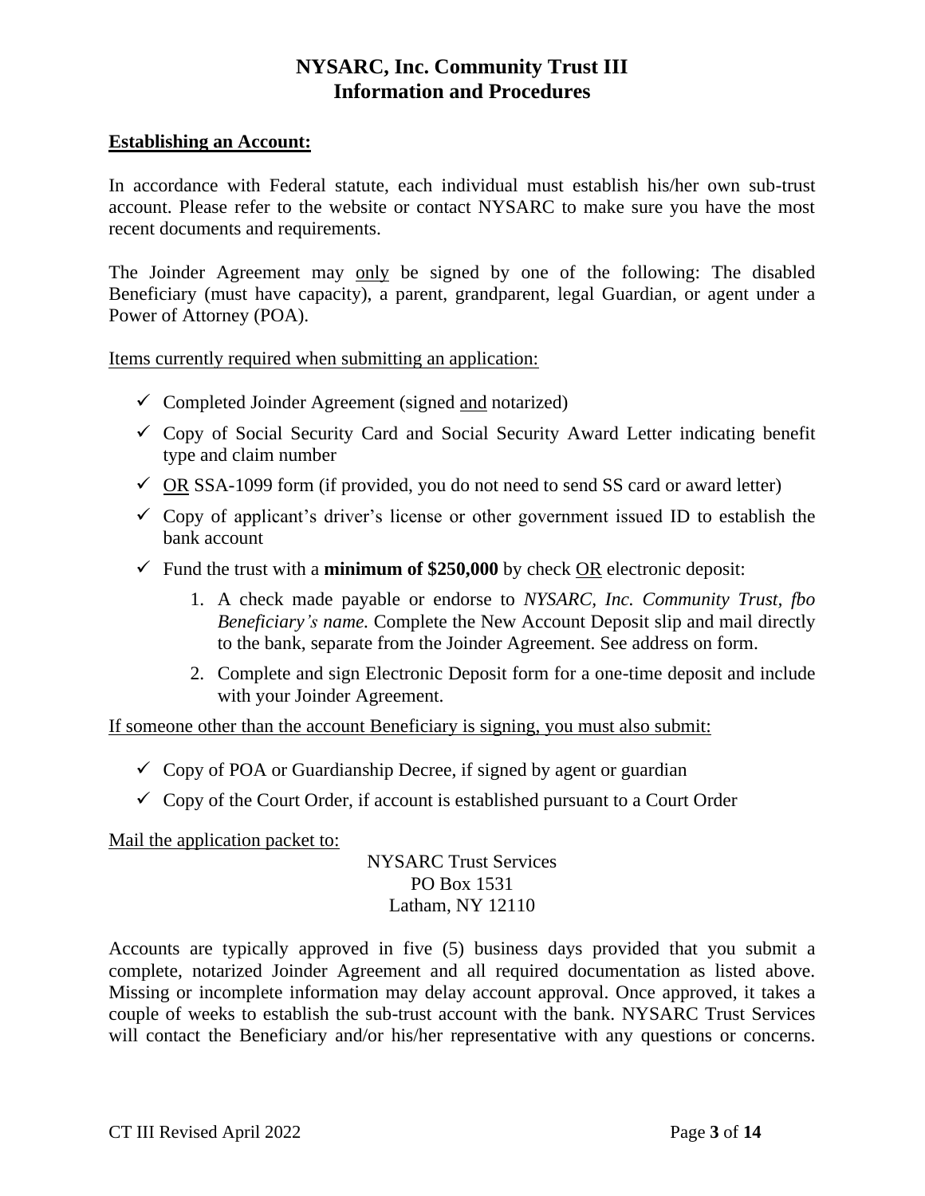# NYSARC, Inc. Community Trust III
# Information and Procedures

## Establishing an Account:

In accordance with Federal statute, each individual must establish his/her own sub-trust account. Please refer to the website or contact NYSARC to make sure you have the most recent documents and requirements.

The Joinder Agreement may only be signed by one of the following: The disabled Beneficiary (must have capacity), a parent, grandparent, legal Guardian, or agent under a Power of Attorney (POA).

Items currently required when submitting an application:

- ✓ Completed Joinder Agreement (signed and notarized)
- ✓ Copy of Social Security Card and Social Security Award Letter indicating benefit type and claim number
- ✓ OR SSA-1099 form (if provided, you do not need to send SS card or award letter)
- ✓ Copy of applicant's driver's license or other government issued ID to establish the bank account
- ✓ Fund the trust with a **minimum of $250,000** by check OR electronic deposit:
    1. A check made payable or endorse to *NYSARC, Inc. Community Trust, fbo Beneficiary's name.* Complete the New Account Deposit slip and mail directly to the bank, separate from the Joinder Agreement. See address on form.
    2. Complete and sign Electronic Deposit form for a one-time deposit and include with your Joinder Agreement.

If someone other than the account Beneficiary is signing, you must also submit:

- ✓ Copy of POA or Guardianship Decree, if signed by agent or guardian
- ✓ Copy of the Court Order, if account is established pursuant to a Court Order

Mail the application packet to:

NYSARC Trust Services
PO Box 1531
Latham, NY 12110

Accounts are typically approved in five (5) business days provided that you submit a complete, notarized Joinder Agreement and all required documentation as listed above. Missing or incomplete information may delay account approval. Once approved, it takes a couple of weeks to establish the sub-trust account with the bank. NYSARC Trust Services will contact the Beneficiary and/or his/her representative with any questions or concerns.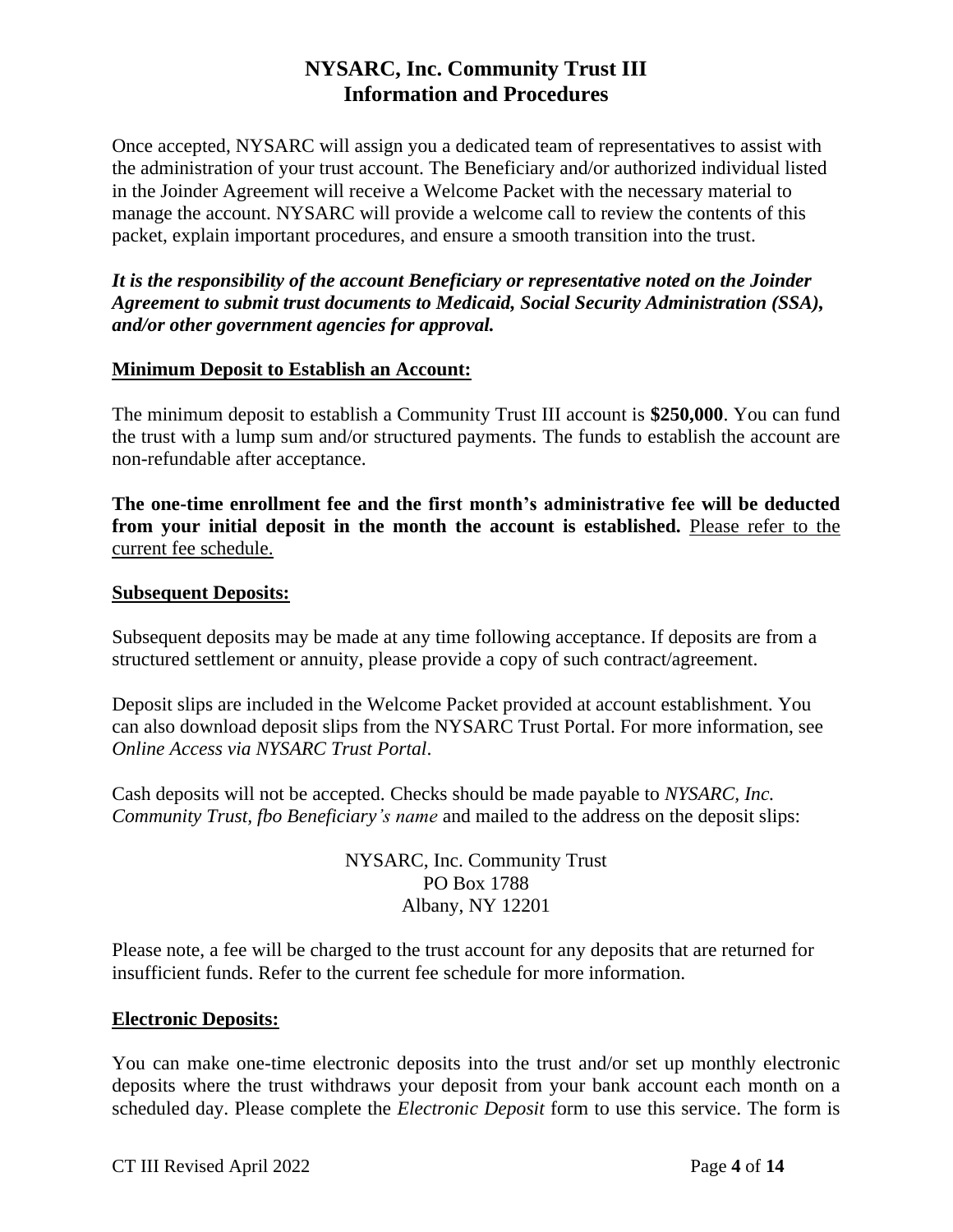# NYSARC, Inc. Community Trust III
# Information and Procedures

Once accepted, NYSARC will assign you a dedicated team of representatives to assist with the administration of your trust account. The Beneficiary and/or authorized individual listed in the Joinder Agreement will receive a Welcome Packet with the necessary material to manage the account. NYSARC will provide a welcome call to review the contents of this packet, explain important procedures, and ensure a smooth transition into the trust.

***It is the responsibility of the account Beneficiary or representative noted on the Joinder Agreement to submit trust documents to Medicaid, Social Security Administration (SSA), and/or other government agencies for approval.***

**Minimum Deposit to Establish an Account:**

The minimum deposit to establish a Community Trust III account is **$250,000**. You can fund the trust with a lump sum and/or structured payments. The funds to establish the account are non-refundable after acceptance.

**The one-time enrollment fee and the first month's administrative fee will be deducted from your initial deposit in the month the account is established.** Please refer to the current fee schedule.

**Subsequent Deposits:**

Subsequent deposits may be made at any time following acceptance. If deposits are from a structured settlement or annuity, please provide a copy of such contract/agreement.

Deposit slips are included in the Welcome Packet provided at account establishment. You can also download deposit slips from the NYSARC Trust Portal. For more information, see *Online Access via NYSARC Trust Portal*.

Cash deposits will not be accepted. Checks should be made payable to *NYSARC, Inc. Community Trust, fbo Beneficiary's name* and mailed to the address on the deposit slips:

NYSARC, Inc. Community Trust
PO Box 1788
Albany, NY 12201

Please note, a fee will be charged to the trust account for any deposits that are returned for insufficient funds. Refer to the current fee schedule for more information.

**Electronic Deposits:**

You can make one-time electronic deposits into the trust and/or set up monthly electronic deposits where the trust withdraws your deposit from your bank account each month on a scheduled day. Please complete the *Electronic Deposit* form to use this service. The form is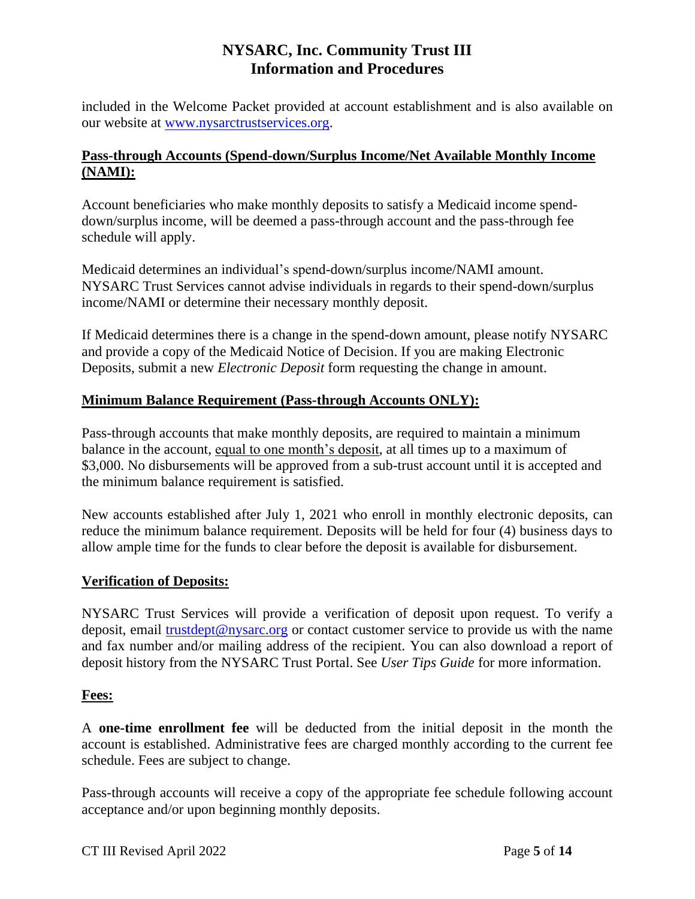included in the Welcome Packet provided at account establishment and is also available on our website at www.nysarctrustservices.org.

**Pass-through Accounts (Spend-down/Surplus Income/Net Available Monthly Income (NAMI):**

Account beneficiaries who make monthly deposits to satisfy a Medicaid income spend-down/surplus income, will be deemed a pass-through account and the pass-through fee schedule will apply.

Medicaid determines an individual's spend-down/surplus income/NAMI amount. NYSARC Trust Services cannot advise individuals in regards to their spend-down/surplus income/NAMI or determine their necessary monthly deposit.

If Medicaid determines there is a change in the spend-down amount, please notify NYSARC and provide a copy of the Medicaid Notice of Decision. If you are making Electronic Deposits, submit a new *Electronic Deposit* form requesting the change in amount.

**Minimum Balance Requirement (Pass-through Accounts ONLY):**

Pass-through accounts that make monthly deposits, are required to maintain a minimum balance in the account, equal to one month's deposit, at all times up to a maximum of $3,000. No disbursements will be approved from a sub-trust account until it is accepted and the minimum balance requirement is satisfied.

New accounts established after July 1, 2021 who enroll in monthly electronic deposits, can reduce the minimum balance requirement. Deposits will be held for four (4) business days to allow ample time for the funds to clear before the deposit is available for disbursement.

**Verification of Deposits:**

NYSARC Trust Services will provide a verification of deposit upon request. To verify a deposit, email trustdept@nysarc.org or contact customer service to provide us with the name and fax number and/or mailing address of the recipient. You can also download a report of deposit history from the NYSARC Trust Portal. See *User Tips Guide* for more information.

**Fees:**

A **one-time enrollment fee** will be deducted from the initial deposit in the month the account is established. Administrative fees are charged monthly according to the current fee schedule. Fees are subject to change.

Pass-through accounts will receive a copy of the appropriate fee schedule following account acceptance and/or upon beginning monthly deposits.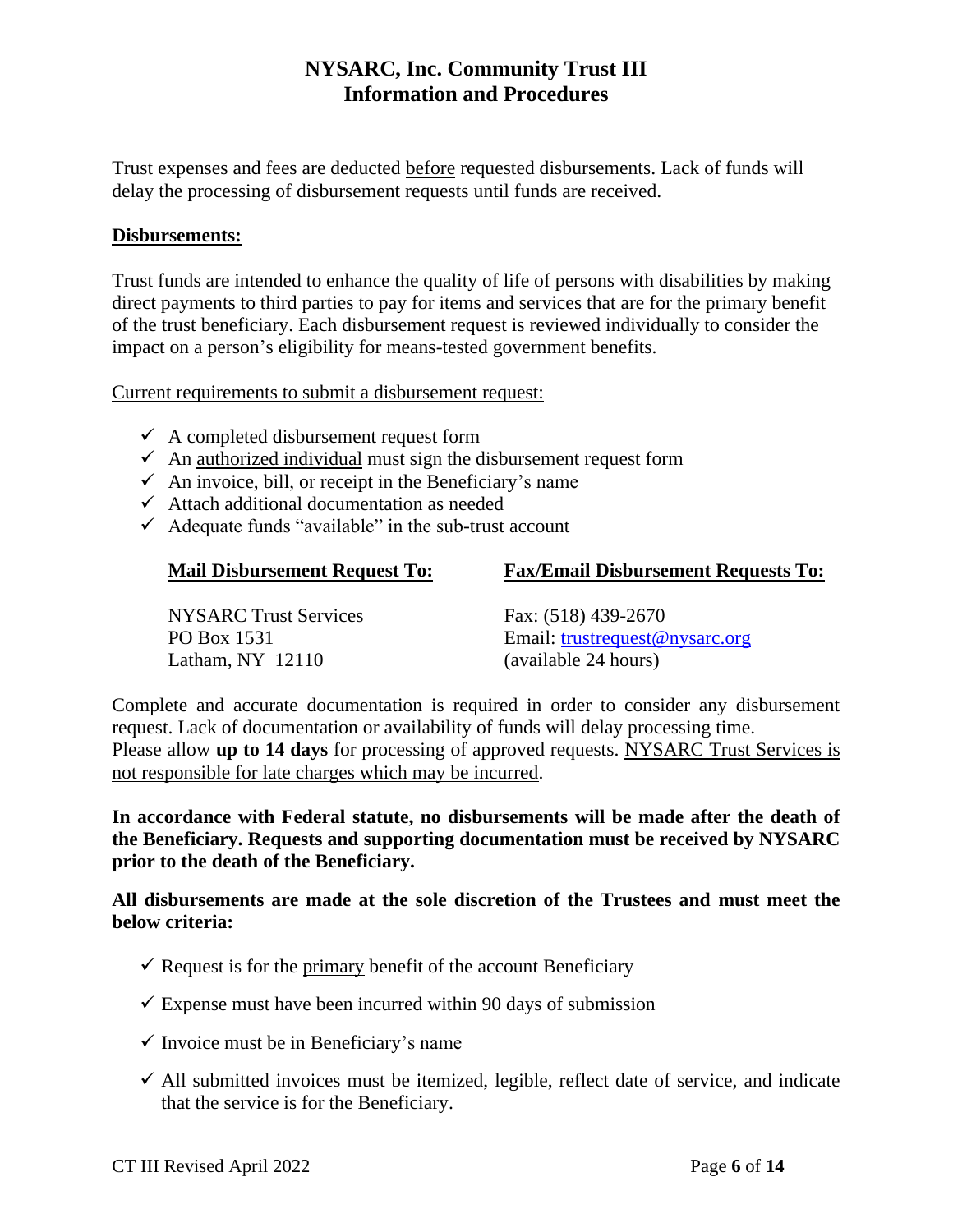Trust expenses and fees are deducted <u>before</u> requested disbursements. Lack of funds will delay the processing of disbursement requests until funds are received.

**<u>Disbursements:</u>**

Trust funds are intended to enhance the quality of life of persons with disabilities by making direct payments to third parties to pay for items and services that are for the primary benefit of the trust beneficiary. Each disbursement request is reviewed individually to consider the impact on a person's eligibility for means-tested government benefits.

<u>Current requirements to submit a disbursement request:</u>

- ✓ A completed disbursement request form
- ✓ An <u>authorized individual</u> must sign the disbursement request form
- ✓ An invoice, bill, or receipt in the Beneficiary's name
- ✓ Attach additional documentation as needed
- ✓ Adequate funds "available" in the sub-trust account

**<u>Mail Disbursement Request To:</u>**

NYSARC Trust Services
PO Box 1531
Latham, NY 12110

**<u>Fax/Email Disbursement Requests To:</u>**

Fax: (518) 439-2670
Email: trustrequest@nysarc.org
(available 24 hours)

Complete and accurate documentation is required in order to consider any disbursement request. Lack of documentation or availability of funds will delay processing time.
Please allow **up to 14 days** for processing of approved requests. <u>NYSARC Trust Services is not responsible for late charges which may be incurred</u>.

**In accordance with Federal statute, no disbursements will be made after the death of the Beneficiary. Requests and supporting documentation must be received by NYSARC prior to the death of the Beneficiary.**

**All disbursements are made at the sole discretion of the Trustees and must meet the below criteria:**

- ✓ Request is for the <u>primary</u> benefit of the account Beneficiary
- ✓ Expense must have been incurred within 90 days of submission
- ✓ Invoice must be in Beneficiary's name
- ✓ All submitted invoices must be itemized, legible, reflect date of service, and indicate that the service is for the Beneficiary.

CT III Revised April 2022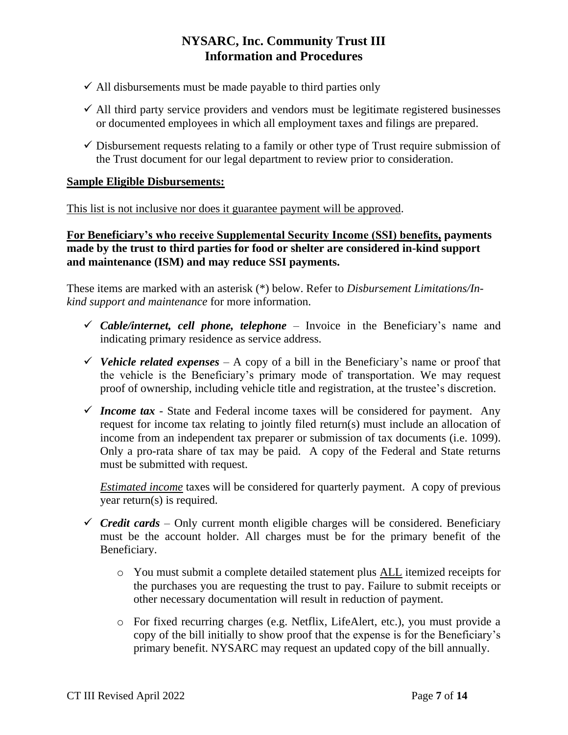- ✓ All disbursements must be made payable to third parties only
- ✓ All third party service providers and vendors must be legitimate registered businesses or documented employees in which all employment taxes and filings are prepared.
- ✓ Disbursement requests relating to a family or other type of Trust require submission of the Trust document for our legal department to review prior to consideration.

**Sample Eligible Disbursements:**

This list is not inclusive nor does it guarantee payment will be approved.

**For Beneficiary's who receive Supplemental Security Income (SSI) benefits, payments made by the trust to third parties for food or shelter are considered in-kind support and maintenance (ISM) and may reduce SSI payments.**

These items are marked with an asterisk (*) below. Refer to *Disbursement Limitations/In-kind support and maintenance* for more information.

- ✓ ***Cable/internet, cell phone, telephone*** – Invoice in the Beneficiary's name and indicating primary residence as service address.
- ✓ ***Vehicle related expenses*** – A copy of a bill in the Beneficiary's name or proof that the vehicle is the Beneficiary's primary mode of transportation. We may request proof of ownership, including vehicle title and registration, at the trustee's discretion.
- ✓ ***Income tax*** - State and Federal income taxes will be considered for payment. Any request for income tax relating to jointly filed return(s) must include an allocation of income from an independent tax preparer or submission of tax documents (i.e. 1099). Only a pro-rata share of tax may be paid. A copy of the Federal and State returns must be submitted with request.

  *Estimated income* taxes will be considered for quarterly payment. A copy of previous year return(s) is required.

- ✓ ***Credit cards*** – Only current month eligible charges will be considered. Beneficiary must be the account holder. All charges must be for the primary benefit of the Beneficiary.
  - You must submit a complete detailed statement plus ALL itemized receipts for the purchases you are requesting the trust to pay. Failure to submit receipts or other necessary documentation will result in reduction of payment.
  - For fixed recurring charges (e.g. Netflix, LifeAlert, etc.), you must provide a copy of the bill initially to show proof that the expense is for the Beneficiary's primary benefit. NYSARC may request an updated copy of the bill annually.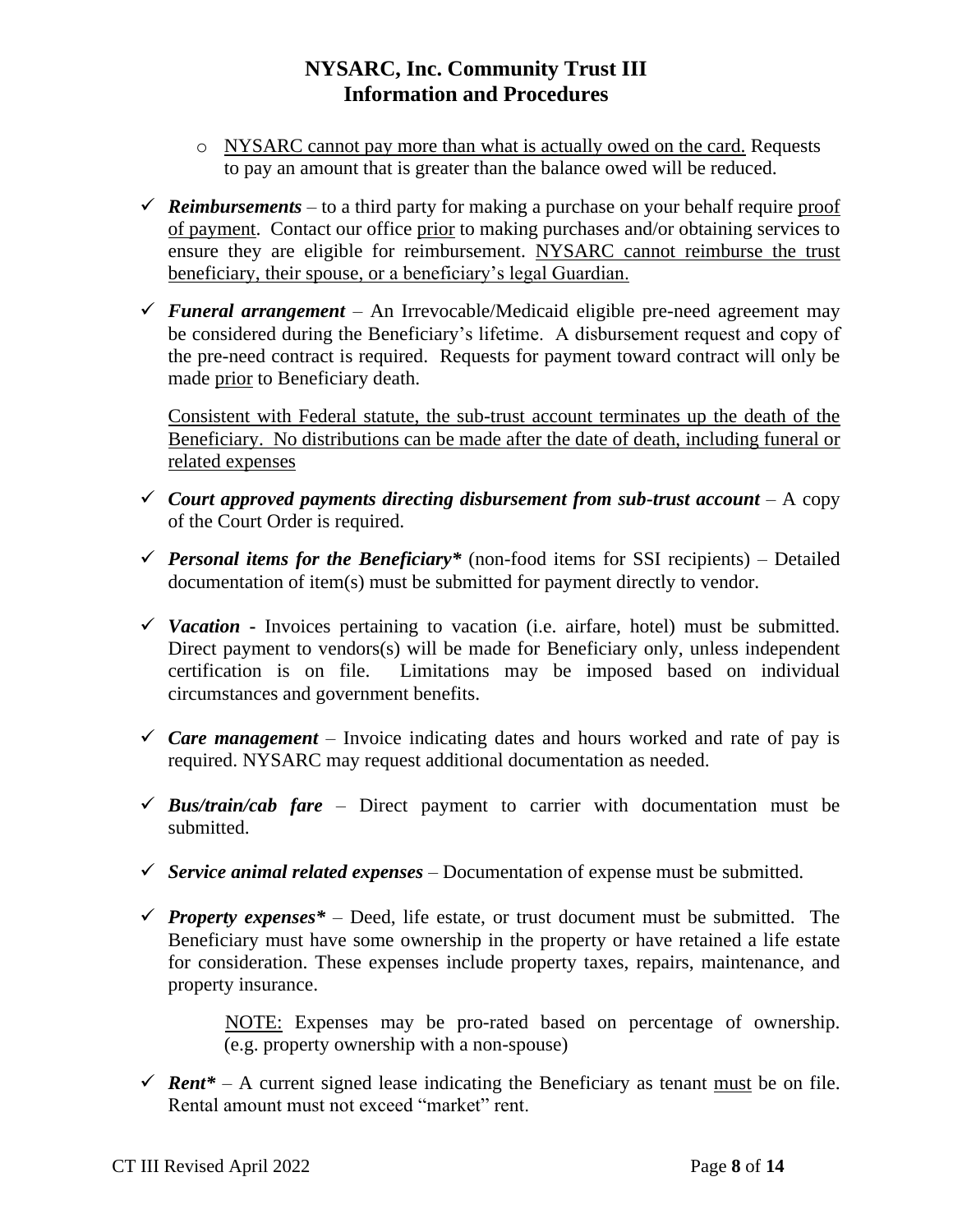- NYSARC cannot pay more than what is actually owed on the card. Requests to pay an amount that is greater than the balance owed will be reduced.

- ✓ ***Reimbursements*** – to a third party for making a purchase on your behalf require proof of payment. Contact our office prior to making purchases and/or obtaining services to ensure they are eligible for reimbursement. NYSARC cannot reimburse the trust beneficiary, their spouse, or a beneficiary's legal Guardian.

- ✓ ***Funeral arrangement*** – An Irrevocable/Medicaid eligible pre-need agreement may be considered during the Beneficiary's lifetime. A disbursement request and copy of the pre-need contract is required. Requests for payment toward contract will only be made prior to Beneficiary death.

  Consistent with Federal statute, the sub-trust account terminates up the death of the Beneficiary. No distributions can be made after the date of death, including funeral or related expenses

- ✓ ***Court approved payments directing disbursement from sub-trust account*** – A copy of the Court Order is required.

- ✓ ***Personal items for the Beneficiary**** (non-food items for SSI recipients) – Detailed documentation of item(s) must be submitted for payment directly to vendor.

- ✓ ***Vacation*** **-** Invoices pertaining to vacation (i.e. airfare, hotel) must be submitted. Direct payment to vendors(s) will be made for Beneficiary only, unless independent certification is on file. Limitations may be imposed based on individual circumstances and government benefits.

- ✓ ***Care management*** – Invoice indicating dates and hours worked and rate of pay is required. NYSARC may request additional documentation as needed.

- ✓ ***Bus/train/cab fare*** – Direct payment to carrier with documentation must be submitted.

- ✓ ***Service animal related expenses*** – Documentation of expense must be submitted.

- ✓ ***Property expenses**** – Deed, life estate, or trust document must be submitted. The Beneficiary must have some ownership in the property or have retained a life estate for consideration. These expenses include property taxes, repairs, maintenance, and property insurance.

  NOTE: Expenses may be pro-rated based on percentage of ownership. (e.g. property ownership with a non-spouse)

- ✓ ***Rent**** – A current signed lease indicating the Beneficiary as tenant must be on file. Rental amount must not exceed "market" rent.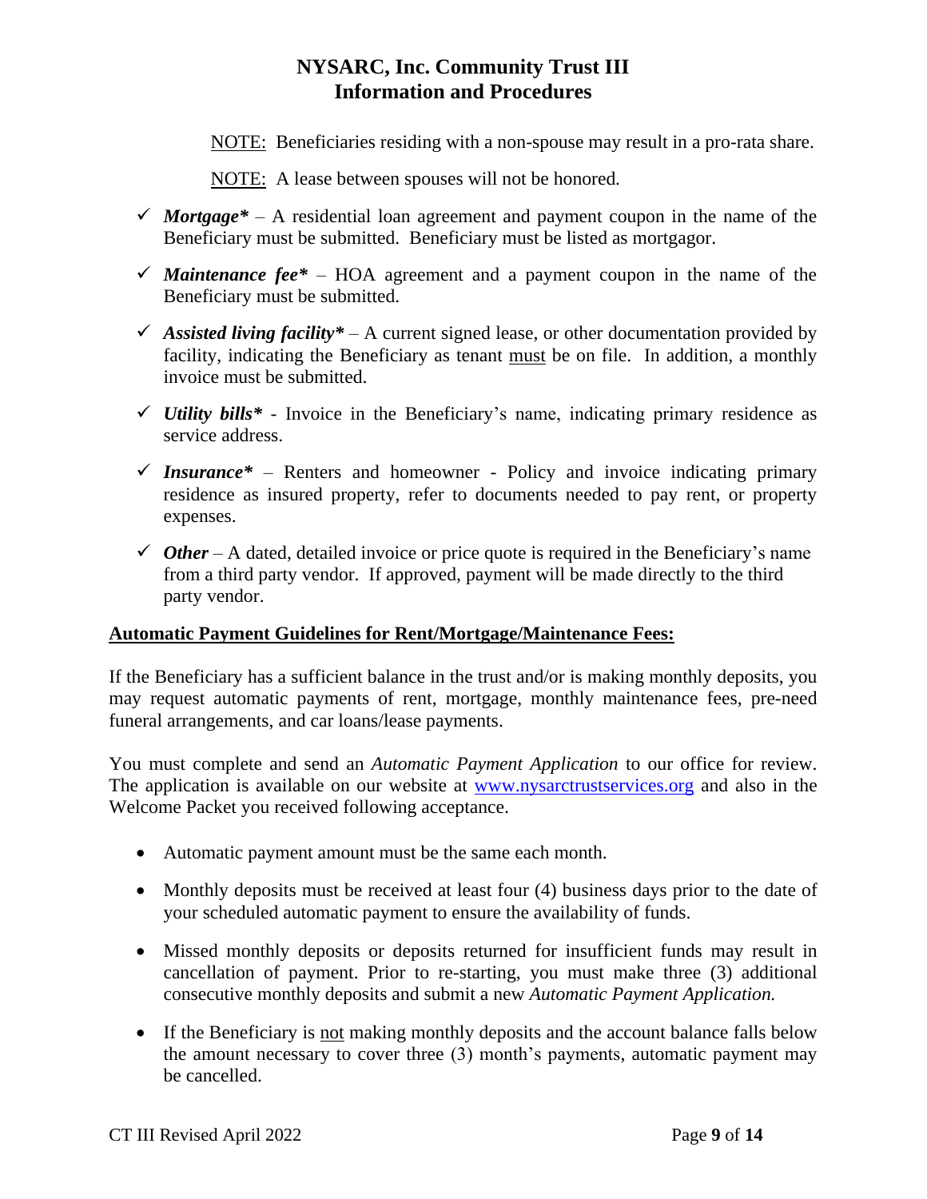NOTE: Beneficiaries residing with a non-spouse may result in a pro-rata share.

NOTE: A lease between spouses will not be honored.

- ✓ ***Mortgage**** – A residential loan agreement and payment coupon in the name of the Beneficiary must be submitted. Beneficiary must be listed as mortgagor.
- ✓ ***Maintenance fee**** – HOA agreement and a payment coupon in the name of the Beneficiary must be submitted.
- ✓ ***Assisted living facility**** – A current signed lease, or other documentation provided by facility, indicating the Beneficiary as tenant must be on file. In addition, a monthly invoice must be submitted.
- ✓ ***Utility bills**** - Invoice in the Beneficiary's name, indicating primary residence as service address.
- ✓ ***Insurance**** – Renters and homeowner - Policy and invoice indicating primary residence as insured property, refer to documents needed to pay rent, or property expenses.
- ✓ ***Other*** – A dated, detailed invoice or price quote is required in the Beneficiary's name from a third party vendor. If approved, payment will be made directly to the third party vendor.

**Automatic Payment Guidelines for Rent/Mortgage/Maintenance Fees:**

If the Beneficiary has a sufficient balance in the trust and/or is making monthly deposits, you may request automatic payments of rent, mortgage, monthly maintenance fees, pre-need funeral arrangements, and car loans/lease payments.

You must complete and send an *Automatic Payment Application* to our office for review. The application is available on our website at www.nysarctrustservices.org and also in the Welcome Packet you received following acceptance.

- Automatic payment amount must be the same each month.
- Monthly deposits must be received at least four (4) business days prior to the date of your scheduled automatic payment to ensure the availability of funds.
- Missed monthly deposits or deposits returned for insufficient funds may result in cancellation of payment. Prior to re-starting, you must make three (3) additional consecutive monthly deposits and submit a new *Automatic Payment Application.*
- If the Beneficiary is not making monthly deposits and the account balance falls below the amount necessary to cover three (3) month's payments, automatic payment may be cancelled.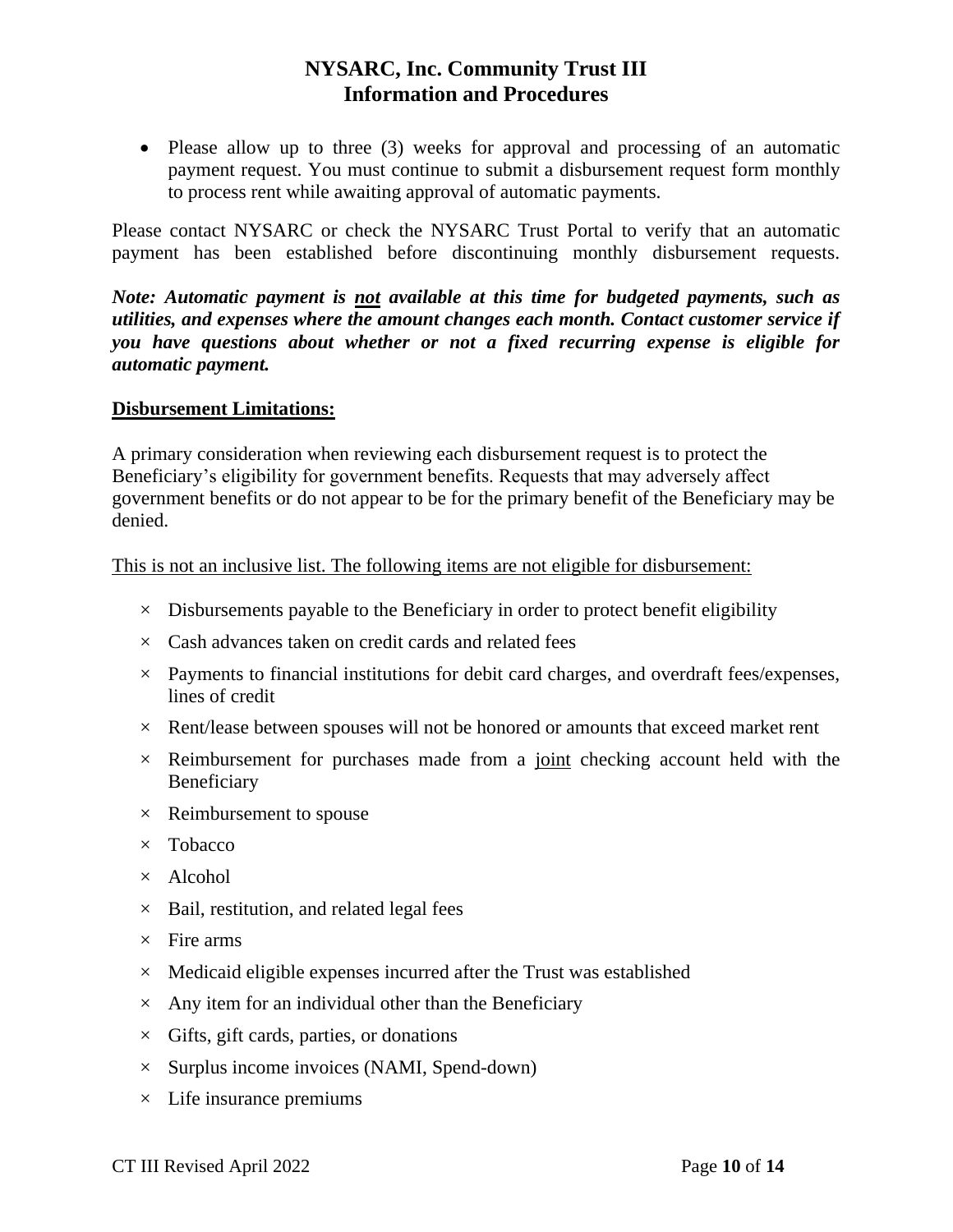- Please allow up to three (3) weeks for approval and processing of an automatic payment request. You must continue to submit a disbursement request form monthly to process rent while awaiting approval of automatic payments.

Please contact NYSARC or check the NYSARC Trust Portal to verify that an automatic payment has been established before discontinuing monthly disbursement requests.

***Note: Automatic payment is <u>not</u> available at this time for budgeted payments, such as utilities, and expenses where the amount changes each month. Contact customer service if you have questions about whether or not a fixed recurring expense is eligible for automatic payment.***

**<u>Disbursement Limitations:</u>**

A primary consideration when reviewing each disbursement request is to protect the Beneficiary's eligibility for government benefits. Requests that may adversely affect government benefits or do not appear to be for the primary benefit of the Beneficiary may be denied.

<u>This is not an inclusive list. The following items are not eligible for disbursement:</u>

- × Disbursements payable to the Beneficiary in order to protect benefit eligibility
- × Cash advances taken on credit cards and related fees
- × Payments to financial institutions for debit card charges, and overdraft fees/expenses, lines of credit
- × Rent/lease between spouses will not be honored or amounts that exceed market rent
- × Reimbursement for purchases made from a <u>joint</u> checking account held with the Beneficiary
- × Reimbursement to spouse
- × Tobacco
- × Alcohol
- × Bail, restitution, and related legal fees
- × Fire arms
- × Medicaid eligible expenses incurred after the Trust was established
- × Any item for an individual other than the Beneficiary
- × Gifts, gift cards, parties, or donations
- × Surplus income invoices (NAMI, Spend-down)
- × Life insurance premiums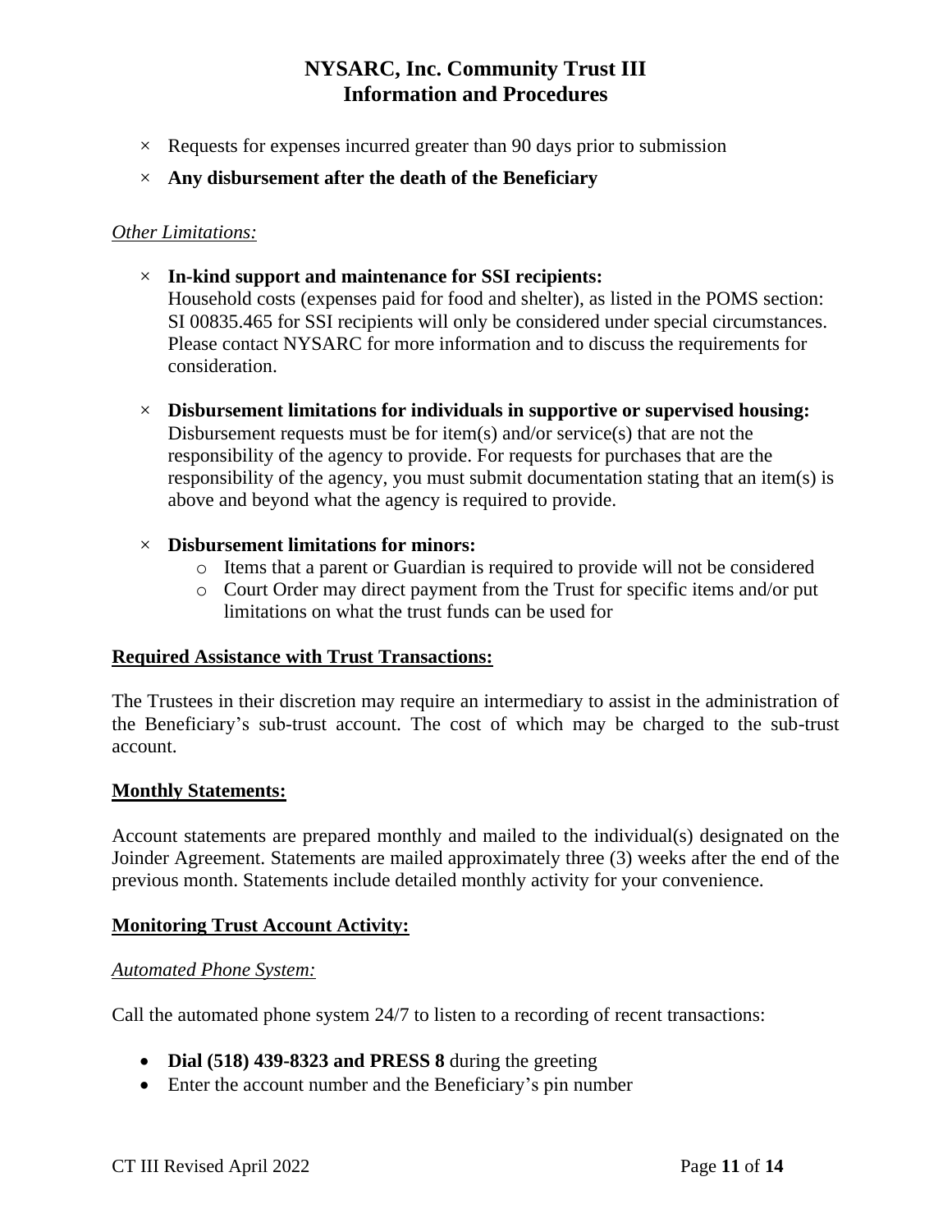- × Requests for expenses incurred greater than 90 days prior to submission
- × **Any disbursement after the death of the Beneficiary**

*Other Limitations:*

- × **In-kind support and maintenance for SSI recipients:**
  Household costs (expenses paid for food and shelter), as listed in the POMS section: SI 00835.465 for SSI recipients will only be considered under special circumstances. Please contact NYSARC for more information and to discuss the requirements for consideration.

- × **Disbursement limitations for individuals in supportive or supervised housing:**
  Disbursement requests must be for item(s) and/or service(s) that are not the responsibility of the agency to provide. For requests for purchases that are the responsibility of the agency, you must submit documentation stating that an item(s) is above and beyond what the agency is required to provide.

- × **Disbursement limitations for minors:**
  - o Items that a parent or Guardian is required to provide will not be considered
  - o Court Order may direct payment from the Trust for specific items and/or put limitations on what the trust funds can be used for

**Required Assistance with Trust Transactions:**

The Trustees in their discretion may require an intermediary to assist in the administration of the Beneficiary's sub-trust account. The cost of which may be charged to the sub-trust account.

**Monthly Statements:**

Account statements are prepared monthly and mailed to the individual(s) designated on the Joinder Agreement. Statements are mailed approximately three (3) weeks after the end of the previous month. Statements include detailed monthly activity for your convenience.

**Monitoring Trust Account Activity:**

*Automated Phone System:*

Call the automated phone system 24/7 to listen to a recording of recent transactions:

- **Dial (518) 439-8323 and PRESS 8** during the greeting
- Enter the account number and the Beneficiary's pin number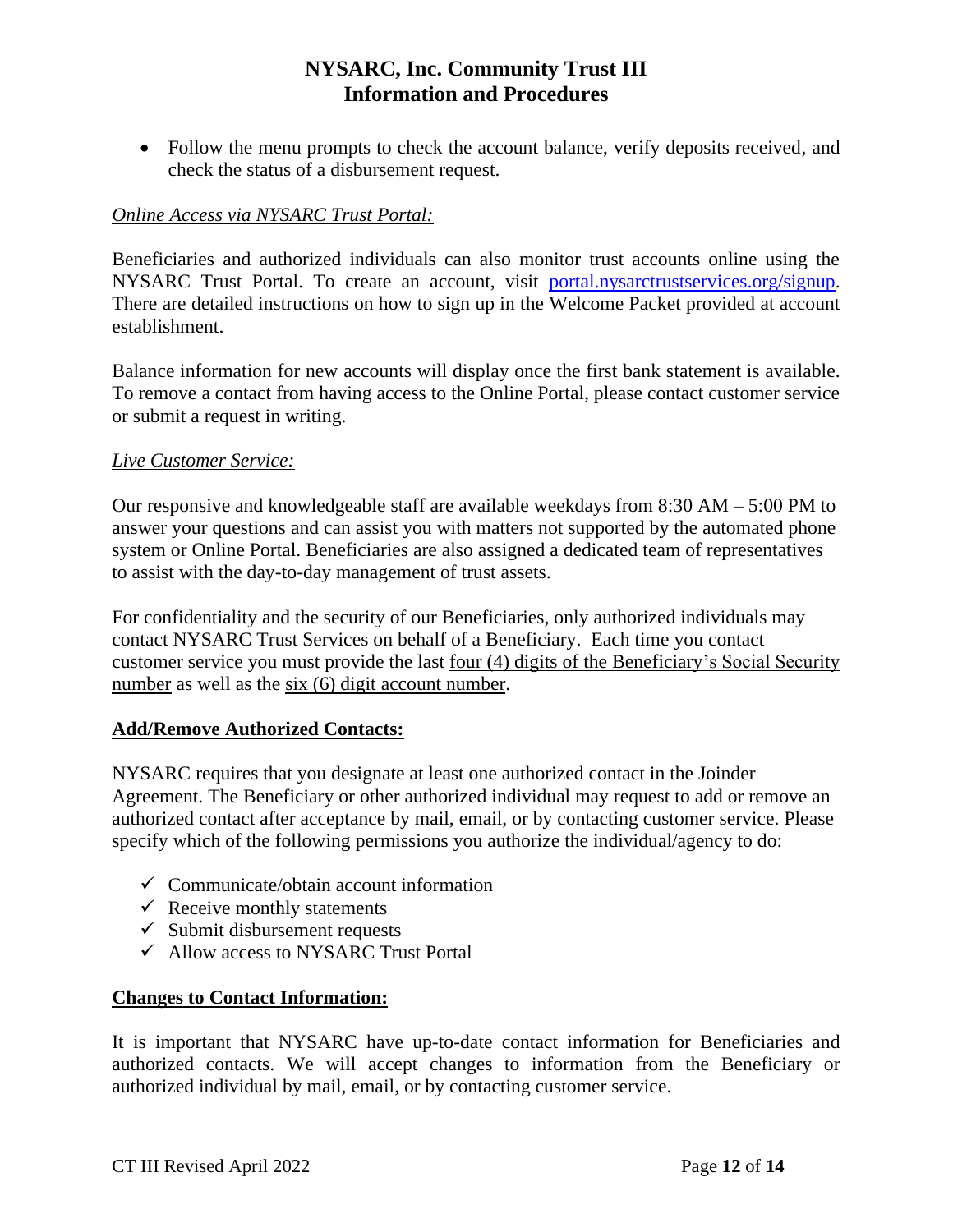- Follow the menu prompts to check the account balance, verify deposits received, and check the status of a disbursement request.

*Online Access via NYSARC Trust Portal:*

Beneficiaries and authorized individuals can also monitor trust accounts online using the NYSARC Trust Portal. To create an account, visit portal.nysarctrustservices.org/signup. There are detailed instructions on how to sign up in the Welcome Packet provided at account establishment.

Balance information for new accounts will display once the first bank statement is available. To remove a contact from having access to the Online Portal, please contact customer service or submit a request in writing.

*Live Customer Service:*

Our responsive and knowledgeable staff are available weekdays from 8:30 AM – 5:00 PM to answer your questions and can assist you with matters not supported by the automated phone system or Online Portal. Beneficiaries are also assigned a dedicated team of representatives to assist with the day-to-day management of trust assets.

For confidentiality and the security of our Beneficiaries, only authorized individuals may contact NYSARC Trust Services on behalf of a Beneficiary. Each time you contact customer service you must provide the last four (4) digits of the Beneficiary's Social Security number as well as the six (6) digit account number.

**Add/Remove Authorized Contacts:**

NYSARC requires that you designate at least one authorized contact in the Joinder Agreement. The Beneficiary or other authorized individual may request to add or remove an authorized contact after acceptance by mail, email, or by contacting customer service. Please specify which of the following permissions you authorize the individual/agency to do:

- ✓ Communicate/obtain account information
- ✓ Receive monthly statements
- ✓ Submit disbursement requests
- ✓ Allow access to NYSARC Trust Portal

**Changes to Contact Information:**

It is important that NYSARC have up-to-date contact information for Beneficiaries and authorized contacts. We will accept changes to information from the Beneficiary or authorized individual by mail, email, or by contacting customer service.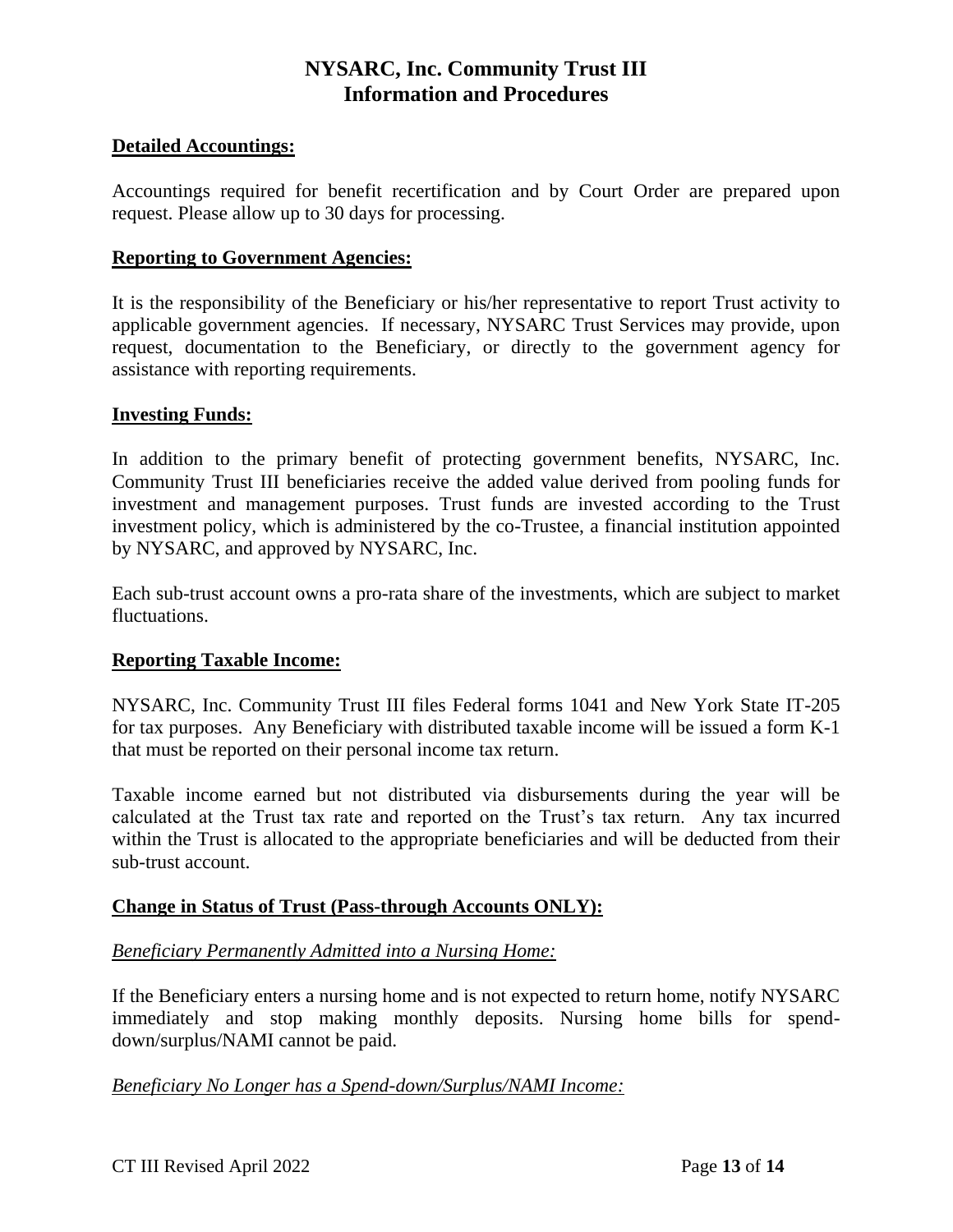**Detailed Accountings:**

Accountings required for benefit recertification and by Court Order are prepared upon request. Please allow up to 30 days for processing.

**Reporting to Government Agencies:**

It is the responsibility of the Beneficiary or his/her representative to report Trust activity to applicable government agencies. If necessary, NYSARC Trust Services may provide, upon request, documentation to the Beneficiary, or directly to the government agency for assistance with reporting requirements.

**Investing Funds:**

In addition to the primary benefit of protecting government benefits, NYSARC, Inc. Community Trust III beneficiaries receive the added value derived from pooling funds for investment and management purposes. Trust funds are invested according to the Trust investment policy, which is administered by the co-Trustee, a financial institution appointed by NYSARC, and approved by NYSARC, Inc.

Each sub-trust account owns a pro-rata share of the investments, which are subject to market fluctuations.

**Reporting Taxable Income:**

NYSARC, Inc. Community Trust III files Federal forms 1041 and New York State IT-205 for tax purposes. Any Beneficiary with distributed taxable income will be issued a form K-1 that must be reported on their personal income tax return.

Taxable income earned but not distributed via disbursements during the year will be calculated at the Trust tax rate and reported on the Trust's tax return. Any tax incurred within the Trust is allocated to the appropriate beneficiaries and will be deducted from their sub-trust account.

**Change in Status of Trust (Pass-through Accounts ONLY):**

*Beneficiary Permanently Admitted into a Nursing Home:*

If the Beneficiary enters a nursing home and is not expected to return home, notify NYSARC immediately and stop making monthly deposits. Nursing home bills for spend-down/surplus/NAMI cannot be paid.

*Beneficiary No Longer has a Spend-down/Surplus/NAMI Income:*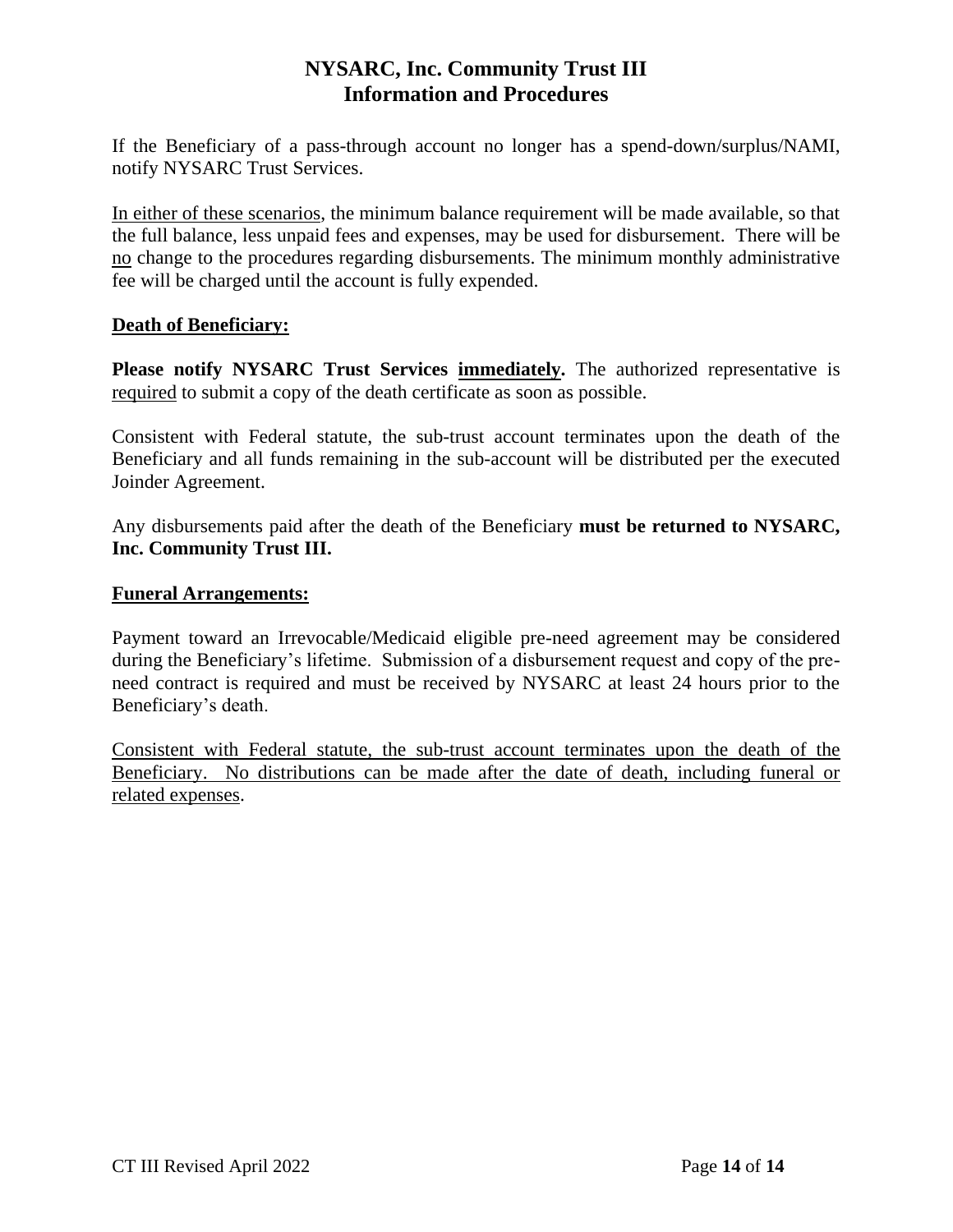If the Beneficiary of a pass-through account no longer has a spend-down/surplus/NAMI, notify NYSARC Trust Services.

<u>In either of these scenarios</u>, the minimum balance requirement will be made available, so that the full balance, less unpaid fees and expenses, may be used for disbursement. There will be <u>no</u> change to the procedures regarding disbursements. The minimum monthly administrative fee will be charged until the account is fully expended.

**<u>Death of Beneficiary:</u>**

**Please notify NYSARC Trust Services <u>immediately</u>.** The authorized representative is <u>required</u> to submit a copy of the death certificate as soon as possible.

Consistent with Federal statute, the sub-trust account terminates upon the death of the Beneficiary and all funds remaining in the sub-account will be distributed per the executed Joinder Agreement.

Any disbursements paid after the death of the Beneficiary **must be returned to NYSARC, Inc. Community Trust III.**

**<u>Funeral Arrangements:</u>**

Payment toward an Irrevocable/Medicaid eligible pre-need agreement may be considered during the Beneficiary's lifetime. Submission of a disbursement request and copy of the pre-need contract is required and must be received by NYSARC at least 24 hours prior to the Beneficiary's death.

<u>Consistent with Federal statute, the sub-trust account terminates upon the death of the Beneficiary. No distributions can be made after the date of death, including funeral or related expenses</u>.